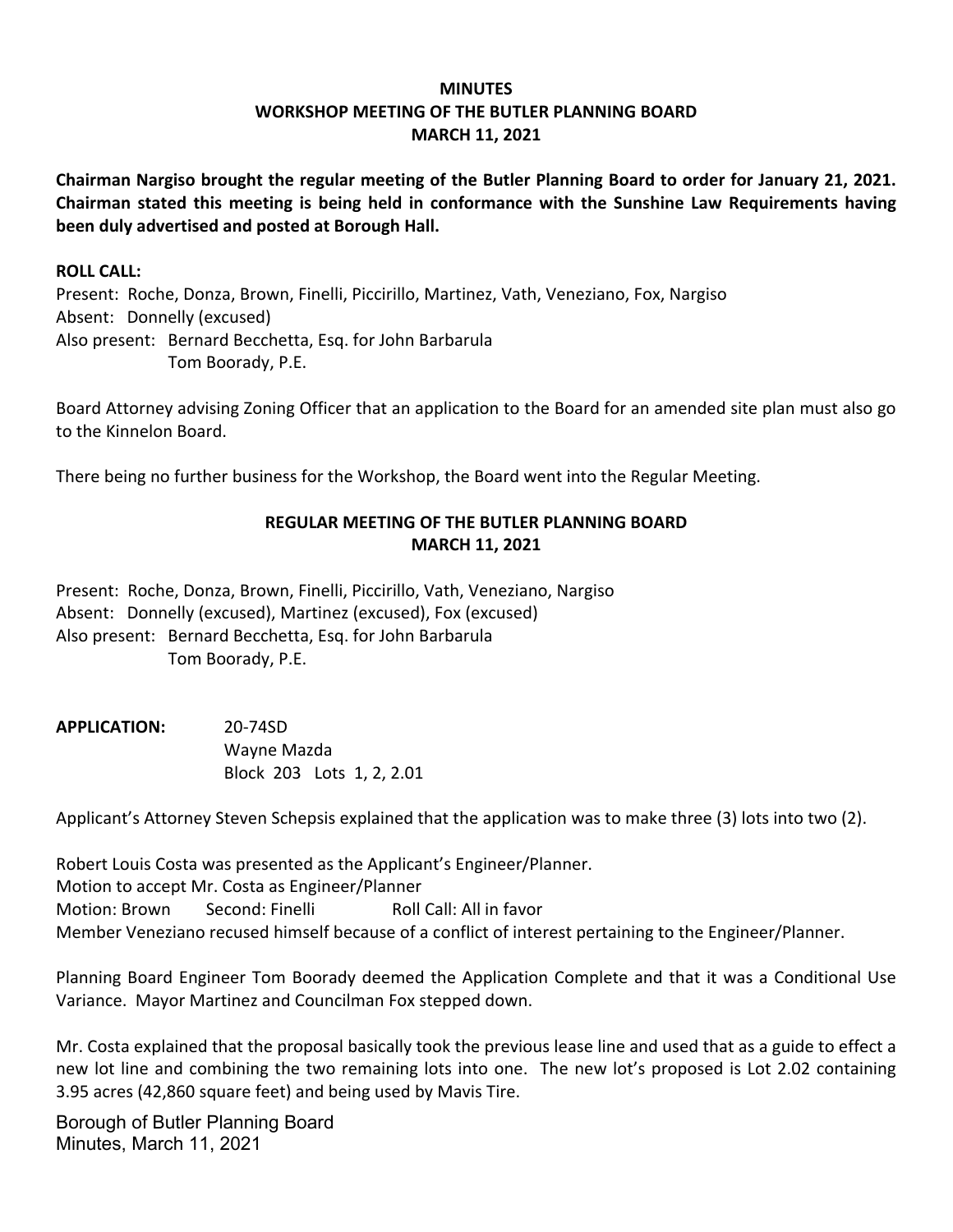# MINUTES
## WORKSHOP MEETING OF THE BUTLER PLANNING BOARD
## MARCH 11, 2021

**Chairman Nargiso brought the regular meeting of the Butler Planning Board to order for January 21, 2021. Chairman stated this meeting is being held in conformance with the Sunshine Law Requirements having been duly advertised and posted at Borough Hall.**

**ROLL CALL:**
Present: Roche, Donza, Brown, Finelli, Piccirillo, Martinez, Vath, Veneziano, Fox, Nargiso
Absent: Donnelly (excused)
Also present: Bernard Becchetta, Esq. for John Barbarula
Tom Boorady, P.E.

Board Attorney advising Zoning Officer that an application to the Board for an amended site plan must also go to the Kinnelon Board.

There being no further business for the Workshop, the Board went into the Regular Meeting.

## REGULAR MEETING OF THE BUTLER PLANNING BOARD
## MARCH 11, 2021

Present: Roche, Donza, Brown, Finelli, Piccirillo, Vath, Veneziano, Nargiso
Absent: Donnelly (excused), Martinez (excused), Fox (excused)
Also present: Bernard Becchetta, Esq. for John Barbarula
Tom Boorady, P.E.

**APPLICATION:** 20-74SD
Wayne Mazda
Block 203 Lots 1, 2, 2.01

Applicant's Attorney Steven Schepsis explained that the application was to make three (3) lots into two (2).

Robert Louis Costa was presented as the Applicant's Engineer/Planner.
Motion to accept Mr. Costa as Engineer/Planner
Motion: Brown Second: Finelli Roll Call: All in favor
Member Veneziano recused himself because of a conflict of interest pertaining to the Engineer/Planner.

Planning Board Engineer Tom Boorady deemed the Application Complete and that it was a Conditional Use Variance. Mayor Martinez and Councilman Fox stepped down.

Mr. Costa explained that the proposal basically took the previous lease line and used that as a guide to effect a new lot line and combining the two remaining lots into one. The new lot's proposed is Lot 2.02 containing 3.95 acres (42,860 square feet) and being used by Mavis Tire.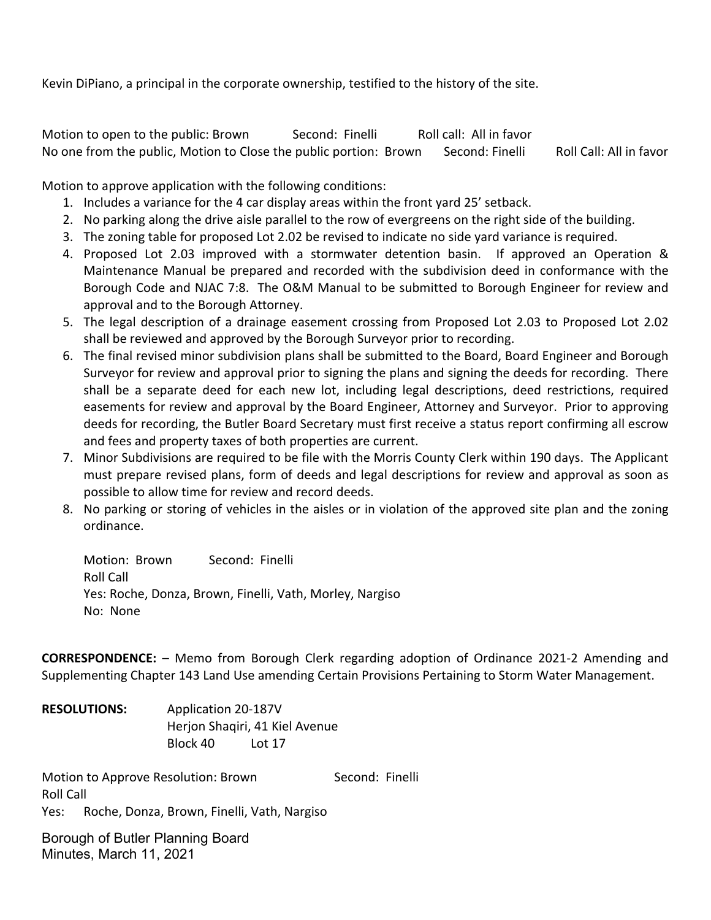Kevin DiPiano, a principal in the corporate ownership, testified to the history of the site.

Motion to open to the public: Brown Second: Finelli Roll call: All in favor
No one from the public, Motion to Close the public portion: Brown Second: Finelli Roll Call: All in favor

Motion to approve application with the following conditions:

1. Includes a variance for the 4 car display areas within the front yard 25' setback.
2. No parking along the drive aisle parallel to the row of evergreens on the right side of the building.
3. The zoning table for proposed Lot 2.02 be revised to indicate no side yard variance is required.
4. Proposed Lot 2.03 improved with a stormwater detention basin. If approved an Operation & Maintenance Manual be prepared and recorded with the subdivision deed in conformance with the Borough Code and NJAC 7:8. The O&M Manual to be submitted to Borough Engineer for review and approval and to the Borough Attorney.
5. The legal description of a drainage easement crossing from Proposed Lot 2.03 to Proposed Lot 2.02 shall be reviewed and approved by the Borough Surveyor prior to recording.
6. The final revised minor subdivision plans shall be submitted to the Board, Board Engineer and Borough Surveyor for review and approval prior to signing the plans and signing the deeds for recording. There shall be a separate deed for each new lot, including legal descriptions, deed restrictions, required easements for review and approval by the Board Engineer, Attorney and Surveyor. Prior to approving deeds for recording, the Butler Board Secretary must first receive a status report confirming all escrow and fees and property taxes of both properties are current.
7. Minor Subdivisions are required to be file with the Morris County Clerk within 190 days. The Applicant must prepare revised plans, form of deeds and legal descriptions for review and approval as soon as possible to allow time for review and record deeds.
8. No parking or storing of vehicles in the aisles or in violation of the approved site plan and the zoning ordinance.

   Motion: Brown Second: Finelli
   Roll Call
   Yes: Roche, Donza, Brown, Finelli, Vath, Morley, Nargiso
   No: None

**CORRESPONDENCE:** – Memo from Borough Clerk regarding adoption of Ordinance 2021-2 Amending and Supplementing Chapter 143 Land Use amending Certain Provisions Pertaining to Storm Water Management.

**RESOLUTIONS:** Application 20-187V
Herjon Shaqiri, 41 Kiel Avenue
Block 40 Lot 17

Motion to Approve Resolution: Brown Second: Finelli
Roll Call
Yes: Roche, Donza, Brown, Finelli, Vath, Nargiso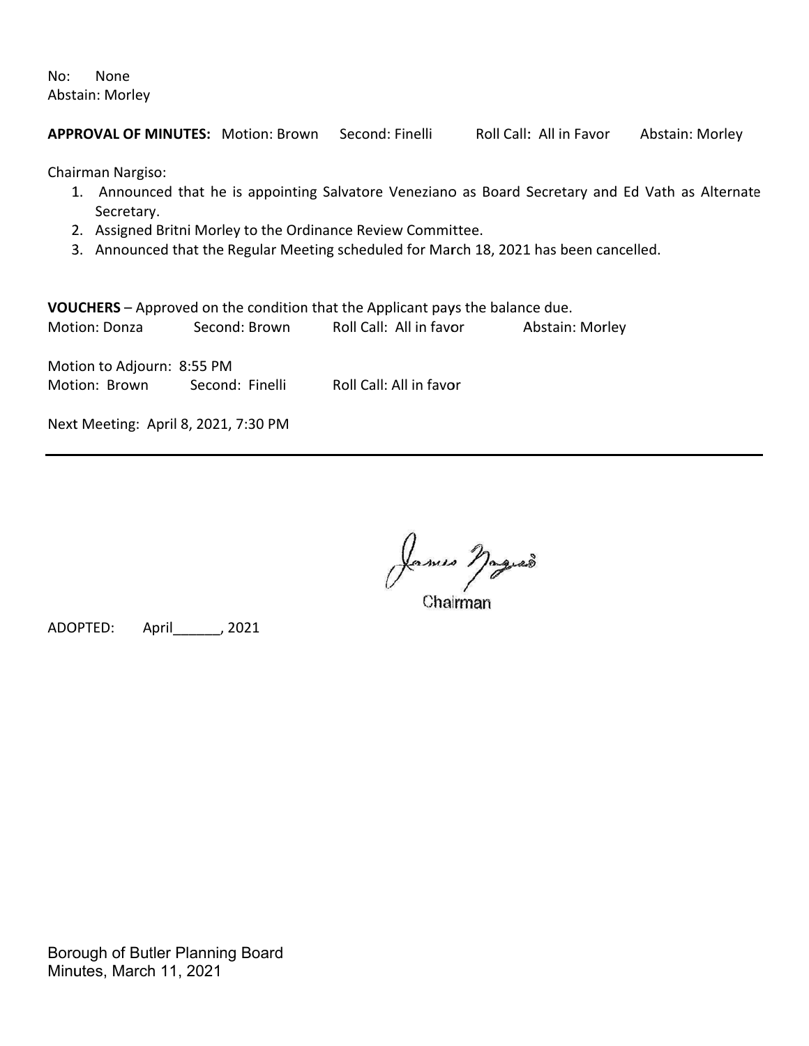No: None
Abstain: Morley

**APPROVAL OF MINUTES:** Motion: Brown Second: Finelli Roll Call: All in Favor Abstain: Morley

Chairman Nargiso:

1. Announced that he is appointing Salvatore Veneziano as Board Secretary and Ed Vath as Alternate Secretary.
2. Assigned Britni Morley to the Ordinance Review Committee.
3. Announced that the Regular Meeting scheduled for March 18, 2021 has been cancelled.

**VOUCHERS** – Approved on the condition that the Applicant pays the balance due.
Motion: Donza Second: Brown Roll Call: All in favor Abstain: Morley

Motion to Adjourn: 8:55 PM
Motion: Brown Second: Finelli Roll Call: All in favor

Next Meeting: April 8, 2021, 7:30 PM

---

Chairman

ADOPTED: April______, 2021